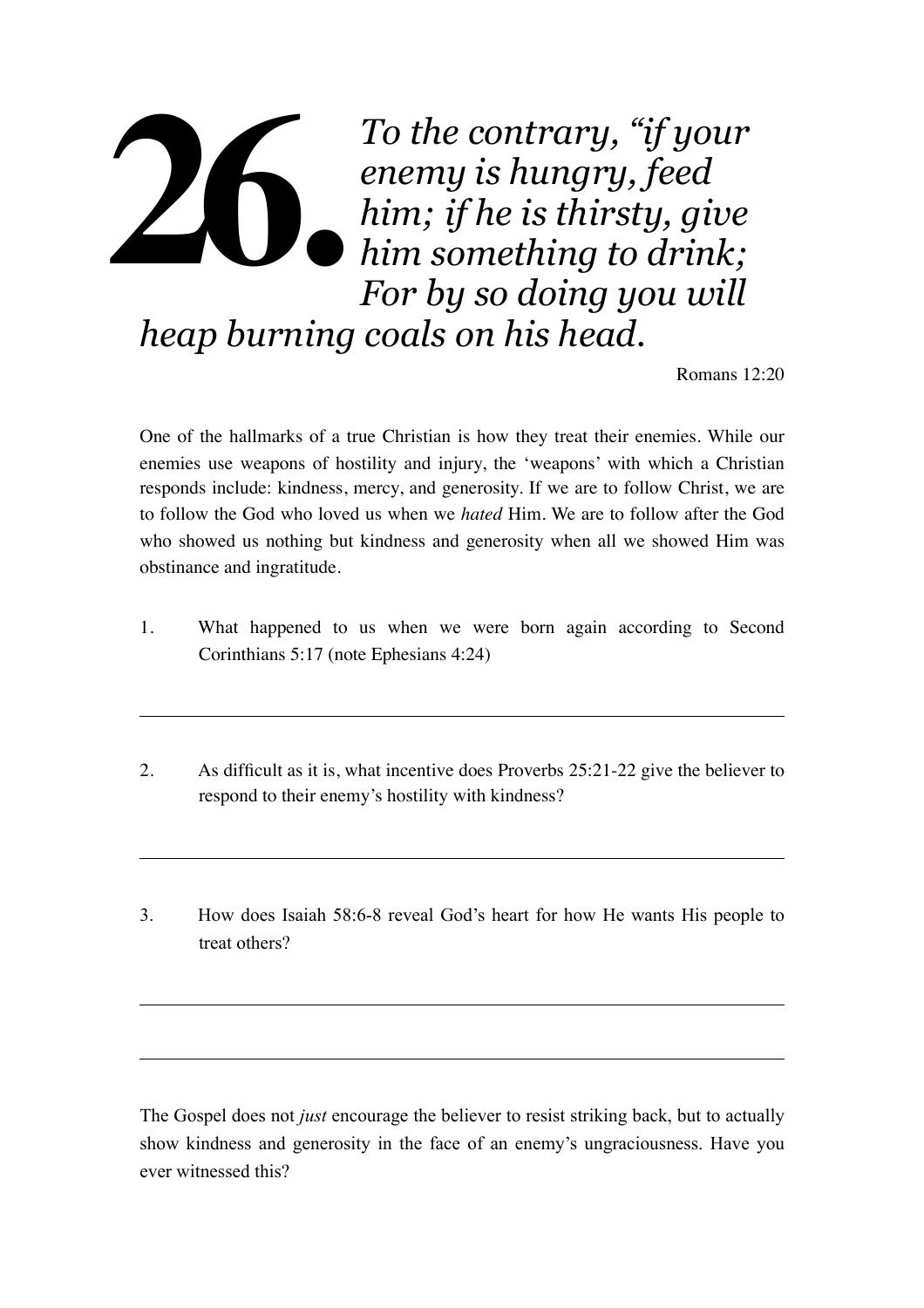# 26.

*To the contrary, "if your enemy is hungry, feed him; if he is thirsty, give him something to drink; For by so doing you will heap burning coals on his head.*

Romans 12:20

One of the hallmarks of a true Christian is how they treat their enemies. While our enemies use weapons of hostility and injury, the 'weapons' with which a Christian responds include: kindness, mercy, and generosity. If we are to follow Christ, we are to follow the God who loved us when we *hated* Him. We are to follow after the God who showed us nothing but kindness and generosity when all we showed Him was obstinance and ingratitude.

1. What happened to us when we were born again according to Second Corinthians 5:17 (note Ephesians 4:24)

---

2. As difficult as it is, what incentive does Proverbs 25:21-22 give the believer to respond to their enemy's hostility with kindness?

---

3. How does Isaiah 58:6-8 reveal God's heart for how He wants His people to treat others?

---

---

The Gospel does not *just* encourage the believer to resist striking back, but to actually show kindness and generosity in the face of an enemy's ungraciousness. Have you ever witnessed this?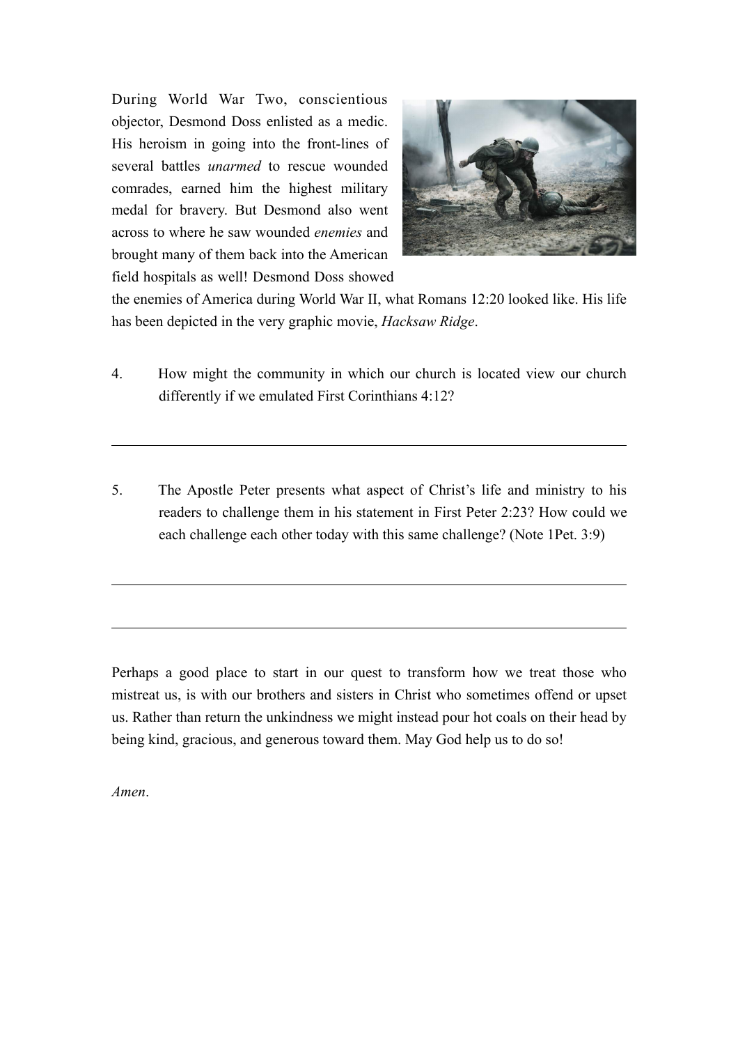During World War Two, conscientious objector, Desmond Doss enlisted as a medic. His heroism in going into the front-lines of several battles *unarmed* to rescue wounded comrades, earned him the highest military medal for bravery. But Desmond also went across to where he saw wounded *enemies* and brought many of them back into the American field hospitals as well! Desmond Doss showed the enemies of America during World War II, what Romans 12:20 looked like. His life has been depicted in the very graphic movie, *Hacksaw Ridge*.

4. How might the community in which our church is located view our church differently if we emulated First Corinthians 4:12?

---

5. The Apostle Peter presents what aspect of Christ's life and ministry to his readers to challenge them in his statement in First Peter 2:23? How could we each challenge each other today with this same challenge? (Note 1Pet. 3:9)

---

---

Perhaps a good place to start in our quest to transform how we treat those who mistreat us, is with our brothers and sisters in Christ who sometimes offend or upset us. Rather than return the unkindness we might instead pour hot coals on their head by being kind, gracious, and generous toward them. May God help us to do so!

*Amen*.